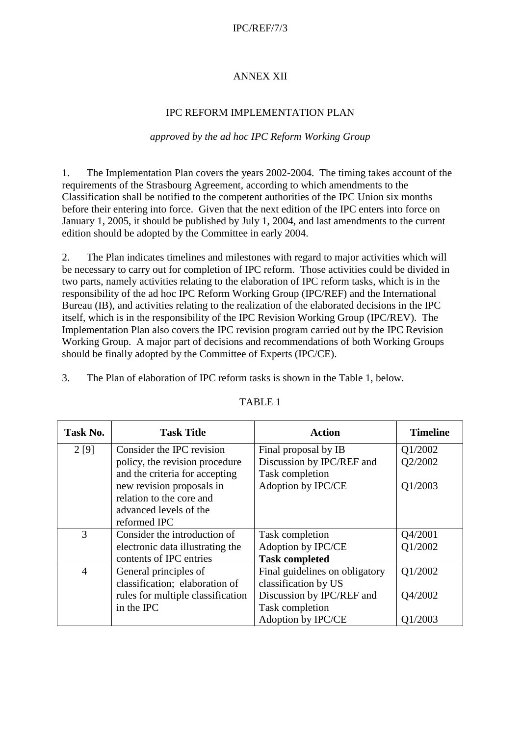# ANNEX XII

## IPC REFORM IMPLEMENTATION PLAN

*approved by the ad hoc IPC Reform Working Group*

1. The Implementation Plan covers the years 2002-2004. The timing takes account of the requirements of the Strasbourg Agreement, according to which amendments to the Classification shall be notified to the competent authorities of the IPC Union six months before their entering into force. Given that the next edition of the IPC enters into force on January 1, 2005, it should be published by July 1, 2004, and last amendments to the current edition should be adopted by the Committee in early 2004.

2. The Plan indicates timelines and milestones with regard to major activities which will be necessary to carry out for completion of IPC reform. Those activities could be divided in two parts, namely activities relating to the elaboration of IPC reform tasks, which is in the responsibility of the ad hoc IPC Reform Working Group (IPC/REF) and the International Bureau (IB), and activities relating to the realization of the elaborated decisions in the IPC itself, which is in the responsibility of the IPC Revision Working Group (IPC/REV). The Implementation Plan also covers the IPC revision program carried out by the IPC Revision Working Group. A major part of decisions and recommendations of both Working Groups should be finally adopted by the Committee of Experts (IPC/CE).

3. The Plan of elaboration of IPC reform tasks is shown in the Table 1, below.

TABLE 1

| Task No. | Task Title | Action | Timeline |
|---|---|---|---|
| 2 [9] | Consider the IPC revision policy, the revision procedure and the criteria for accepting new revision proposals in relation to the core and advanced levels of the reformed IPC | Final proposal by IB<br>Discussion by IPC/REF and Task completion<br>Adoption by IPC/CE | Q1/2002<br>Q2/2002<br><br>Q1/2003 |
| 3 | Consider the introduction of electronic data illustrating the contents of IPC entries | Task completion<br>Adoption by IPC/CE<br>**Task completed** | Q4/2001<br>Q1/2002 |
| 4 | General principles of classification; elaboration of rules for multiple classification in the IPC | Final guidelines on obligatory classification by US<br>Discussion by IPC/REF and Task completion<br>Adoption by IPC/CE | Q1/2002<br><br>Q4/2002<br><br>Q1/2003 |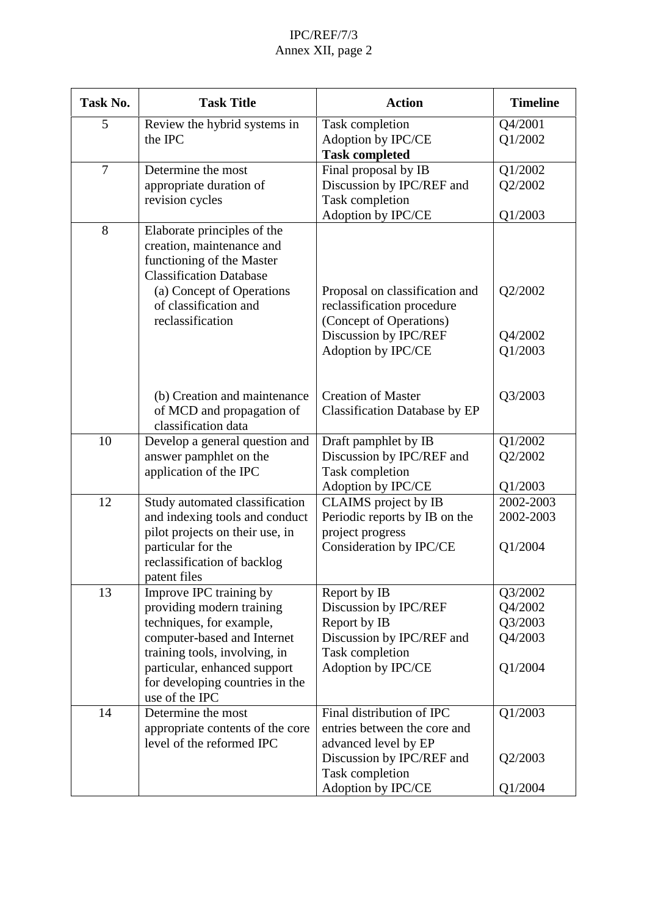| Task No. | Task Title | Action | Timeline |
|---|---|---|---|
| 5 | Review the hybrid systems in the IPC | Task completion<br>Adoption by IPC/CE<br>**Task completed** | Q4/2001<br>Q1/2002 |
| 7 | Determine the most appropriate duration of revision cycles | Final proposal by IB<br>Discussion by IPC/REF and Task completion<br>Adoption by IPC/CE | Q1/2002<br>Q2/2002<br><br>Q1/2003 |
| 8 | Elaborate principles of the creation, maintenance and functioning of the Master Classification Database | | |
| | (a) Concept of Operations of classification and reclassification | Proposal on classification and reclassification procedure (Concept of Operations)<br>Discussion by IPC/REF<br>Adoption by IPC/CE | Q2/2002<br><br><br>Q4/2002<br>Q1/2003 |
| | (b) Creation and maintenance of MCD and propagation of classification data | Creation of Master Classification Database by EP | Q3/2003 |
| 10 | Develop a general question and answer pamphlet on the application of the IPC | Draft pamphlet by IB<br>Discussion by IPC/REF and Task completion<br>Adoption by IPC/CE | Q1/2002<br>Q2/2002<br><br>Q1/2003 |
| 12 | Study automated classification and indexing tools and conduct pilot projects on their use, in particular for the reclassification of backlog patent files | CLAIMS project by IB<br>Periodic reports by IB on the project progress<br>Consideration by IPC/CE | 2002-2003<br>2002-2003<br><br>Q1/2004 |
| 13 | Improve IPC training by providing modern training techniques, for example, computer-based and Internet training tools, involving, in particular, enhanced support for developing countries in the use of the IPC | Report by IB<br>Discussion by IPC/REF<br>Report by IB<br>Discussion by IPC/REF and Task completion<br>Adoption by IPC/CE | Q3/2002<br>Q4/2002<br>Q3/2003<br>Q4/2003<br><br>Q1/2004 |
| 14 | Determine the most appropriate contents of the core level of the reformed IPC | Final distribution of IPC entries between the core and advanced level by EP<br>Discussion by IPC/REF and Task completion<br>Adoption by IPC/CE | Q1/2003<br><br><br>Q2/2003<br><br>Q1/2004 |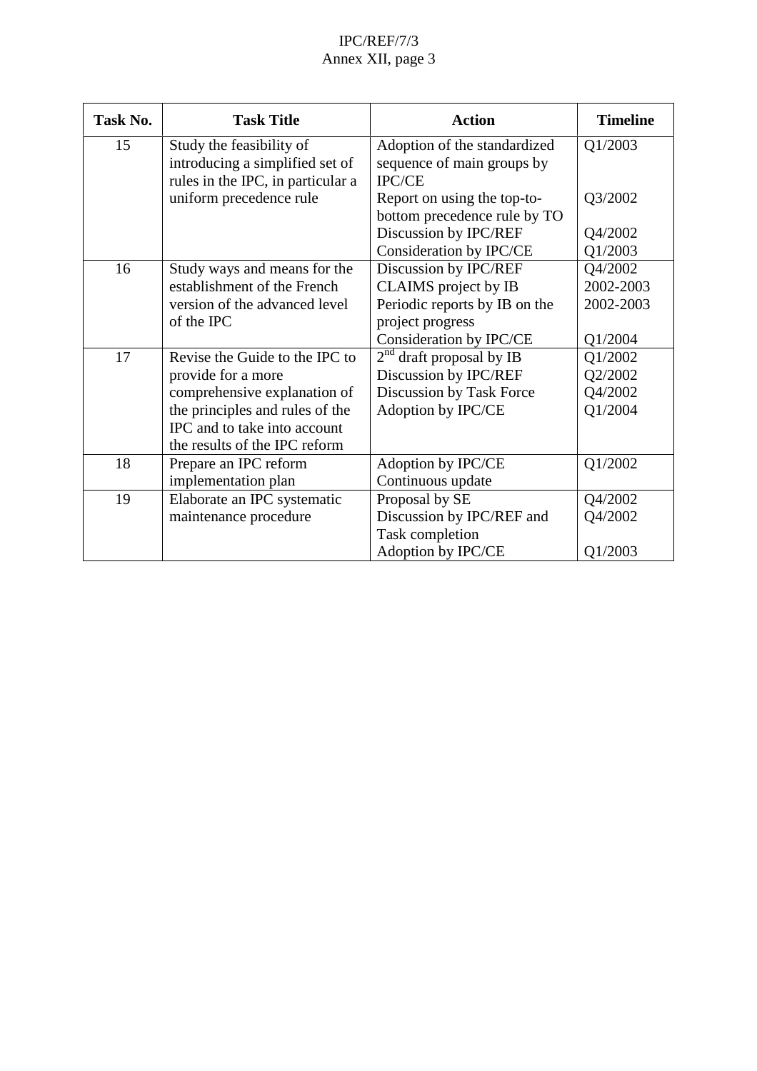| Task No. | Task Title | Action | Timeline |
|---|---|---|---|
| 15 | Study the feasibility of introducing a simplified set of rules in the IPC, in particular a uniform precedence rule | Adoption of the standardized sequence of main groups by IPC/CE<br>Report on using the top-to-bottom precedence rule by TO<br>Discussion by IPC/REF<br>Consideration by IPC/CE | Q1/2003<br><br>Q3/2002<br><br>Q4/2002<br>Q1/2003 |
| 16 | Study ways and means for the establishment of the French version of the advanced level of the IPC | Discussion by IPC/REF<br>CLAIMS project by IB<br>Periodic reports by IB on the project progress<br>Consideration by IPC/CE | Q4/2002<br>2002-2003<br>2002-2003<br><br>Q1/2004 |
| 17 | Revise the Guide to the IPC to provide for a more comprehensive explanation of the principles and rules of the IPC and to take into account the results of the IPC reform | 2nd draft proposal by IB<br>Discussion by IPC/REF<br>Discussion by Task Force<br>Adoption by IPC/CE | Q1/2002<br>Q2/2002<br>Q4/2002<br>Q1/2004 |
| 18 | Prepare an IPC reform implementation plan | Adoption by IPC/CE<br>Continuous update | Q1/2002 |
| 19 | Elaborate an IPC systematic maintenance procedure | Proposal by SE<br>Discussion by IPC/REF and Task completion<br>Adoption by IPC/CE | Q4/2002<br>Q4/2002<br><br>Q1/2003 |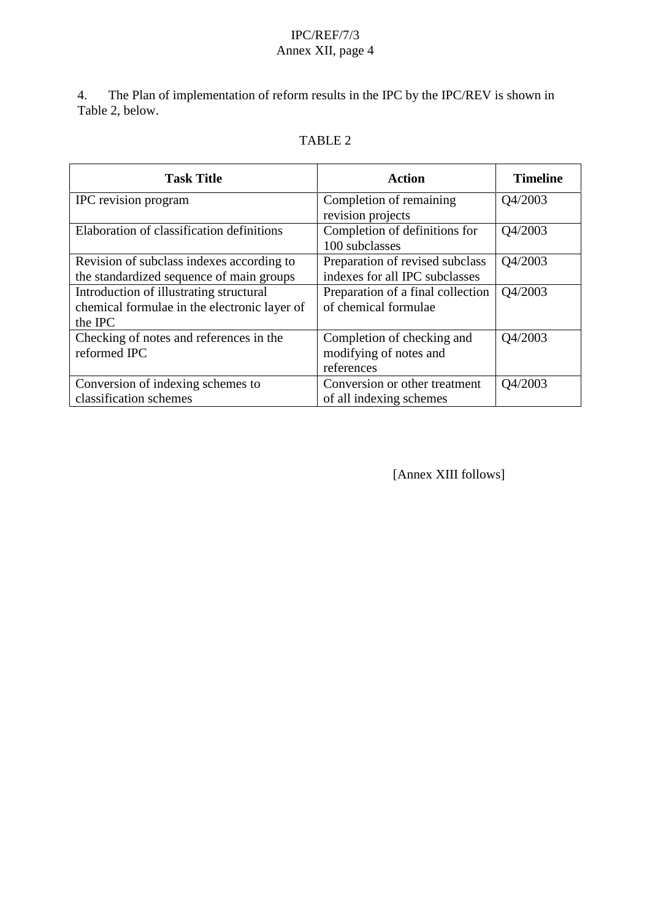4. The Plan of implementation of reform results in the IPC by the IPC/REV is shown in Table 2, below.

TABLE 2

| **Task Title** | **Action** | **Timeline** |
|---|---|---|
| IPC revision program | Completion of remaining revision projects | Q4/2003 |
| Elaboration of classification definitions | Completion of definitions for 100 subclasses | Q4/2003 |
| Revision of subclass indexes according to the standardized sequence of main groups | Preparation of revised subclass indexes for all IPC subclasses | Q4/2003 |
| Introduction of illustrating structural chemical formulae in the electronic layer of the IPC | Preparation of a final collection of chemical formulae | Q4/2003 |
| Checking of notes and references in the reformed IPC | Completion of checking and modifying of notes and references | Q4/2003 |
| Conversion of indexing schemes to classification schemes | Conversion or other treatment of all indexing schemes | Q4/2003 |

[Annex XIII follows]